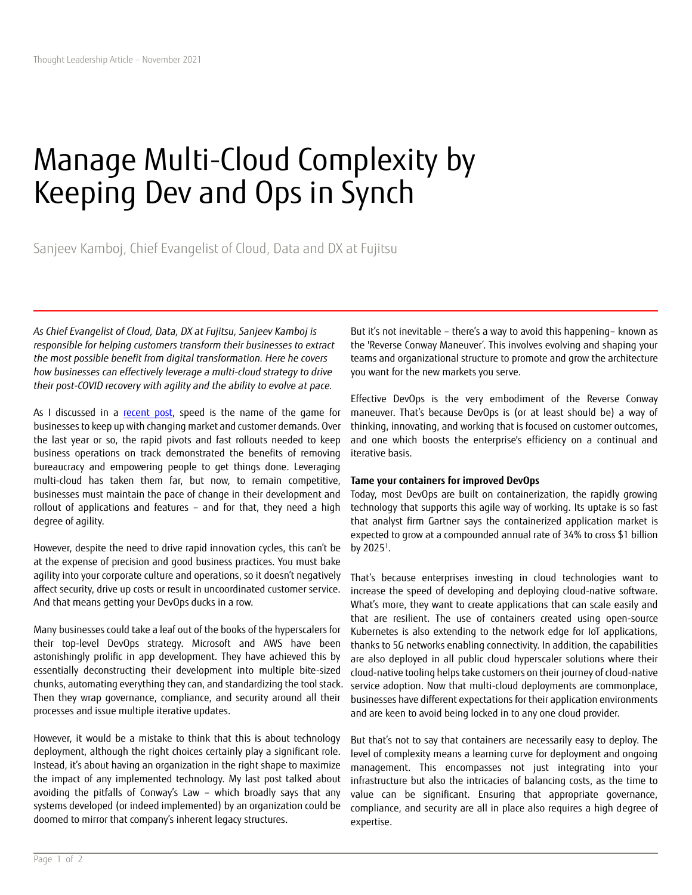Thought Leadership Article – November 2021

# Manage Multi-Cloud Complexity by Keeping Dev and Ops in Synch

Sanjeev Kamboj, Chief Evangelist of Cloud, Data and DX at Fujitsu

*As Chief Evangelist of Cloud, Data, DX at Fujitsu, Sanjeev Kamboj is responsible for helping customers transform their businesses to extract the most possible benefit from digital transformation. Here he covers how businesses can effectively leverage a multi-cloud strategy to drive their post-COVID recovery with agility and the ability to evolve at pace.*

As I discussed in a recent post, speed is the name of the game for businesses to keep up with changing market and customer demands. Over the last year or so, the rapid pivots and fast rollouts needed to keep business operations on track demonstrated the benefits of removing bureaucracy and empowering people to get things done. Leveraging multi-cloud has taken them far, but now, to remain competitive, businesses must maintain the pace of change in their development and rollout of applications and features – and for that, they need a high degree of agility.

However, despite the need to drive rapid innovation cycles, this can't be at the expense of precision and good business practices. You must bake agility into your corporate culture and operations, so it doesn't negatively affect security, drive up costs or result in uncoordinated customer service. And that means getting your DevOps ducks in a row.

Many businesses could take a leaf out of the books of the hyperscalers for their top-level DevOps strategy. Microsoft and AWS have been astonishingly prolific in app development. They have achieved this by essentially deconstructing their development into multiple bite-sized chunks, automating everything they can, and standardizing the tool stack. Then they wrap governance, compliance, and security around all their processes and issue multiple iterative updates.

However, it would be a mistake to think that this is about technology deployment, although the right choices certainly play a significant role. Instead, it's about having an organization in the right shape to maximize the impact of any implemented technology. My last post talked about avoiding the pitfalls of Conway's Law – which broadly says that any systems developed (or indeed implemented) by an organization could be doomed to mirror that company's inherent legacy structures.

But it's not inevitable – there's a way to avoid this happening– known as the 'Reverse Conway Maneuver'. This involves evolving and shaping your teams and organizational structure to promote and grow the architecture you want for the new markets you serve.

Effective DevOps is the very embodiment of the Reverse Conway maneuver. That's because DevOps is (or at least should be) a way of thinking, innovating, and working that is focused on customer outcomes, and one which boosts the enterprise's efficiency on a continual and iterative basis.

**Tame your containers for improved DevOps**

Today, most DevOps are built on containerization, the rapidly growing technology that supports this agile way of working. Its uptake is so fast that analyst firm Gartner says the containerized application market is expected to grow at a compounded annual rate of 34% to cross $1 billion by 2025[1].

That's because enterprises investing in cloud technologies want to increase the speed of developing and deploying cloud-native software. What's more, they want to create applications that can scale easily and that are resilient. The use of containers created using open-source Kubernetes is also extending to the network edge for IoT applications, thanks to 5G networks enabling connectivity. In addition, the capabilities are also deployed in all public cloud hyperscaler solutions where their cloud-native tooling helps take customers on their journey of cloud-native service adoption. Now that multi-cloud deployments are commonplace, businesses have different expectations for their application environments and are keen to avoid being locked in to any one cloud provider.

But that's not to say that containers are necessarily easy to deploy. The level of complexity means a learning curve for deployment and ongoing management. This encompasses not just integrating into your infrastructure but also the intricacies of balancing costs, as the time to value can be significant. Ensuring that appropriate governance, compliance, and security are all in place also requires a high degree of expertise.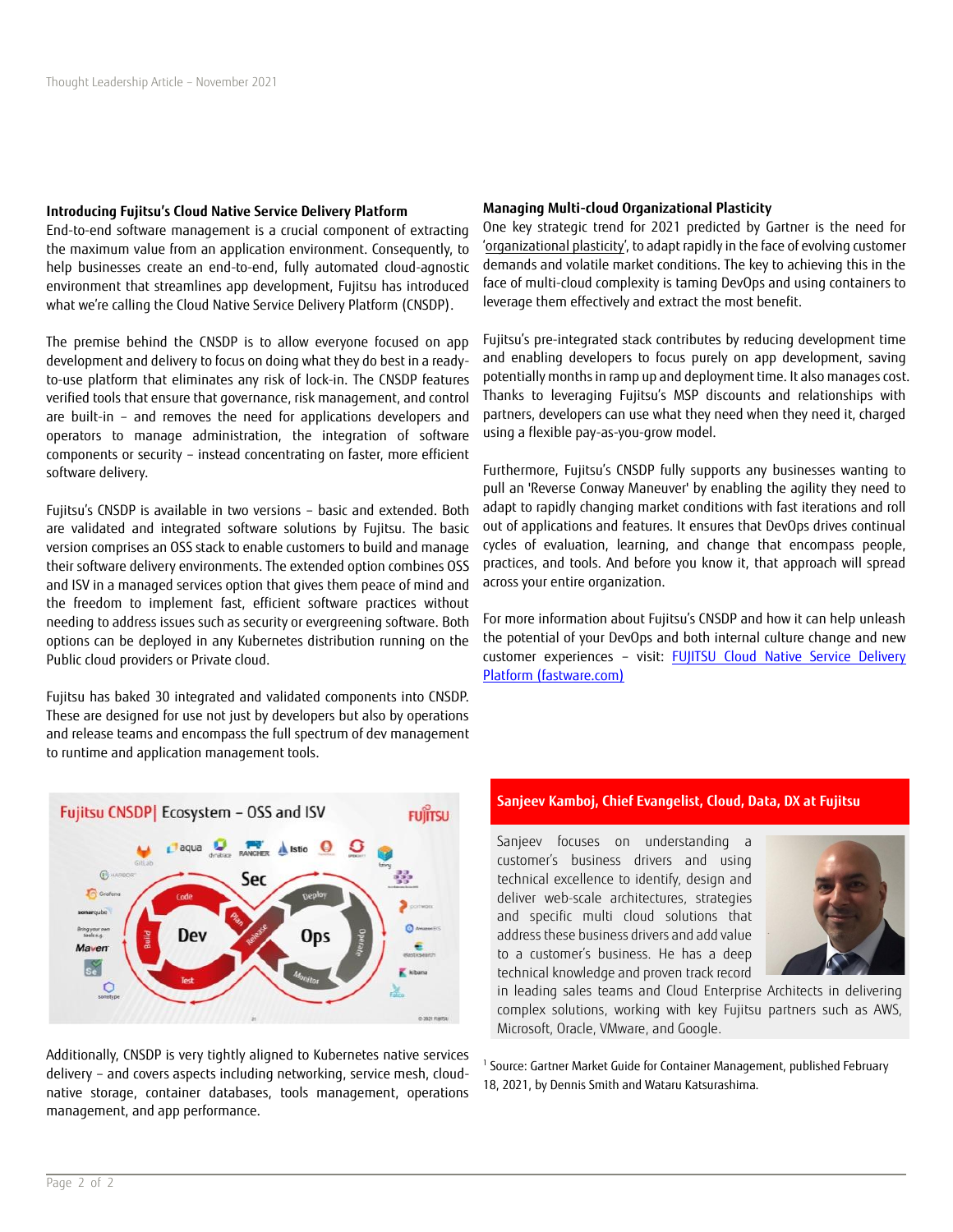### Introducing Fujitsu's Cloud Native Service Delivery Platform

End-to-end software management is a crucial component of extracting the maximum value from an application environment. Consequently, to help businesses create an end-to-end, fully automated cloud-agnostic environment that streamlines app development, Fujitsu has introduced what we're calling the Cloud Native Service Delivery Platform (CNSDP).

The premise behind the CNSDP is to allow everyone focused on app development and delivery to focus on doing what they do best in a ready-to-use platform that eliminates any risk of lock-in. The CNSDP features verified tools that ensure that governance, risk management, and control are built-in – and removes the need for applications developers and operators to manage administration, the integration of software components or security – instead concentrating on faster, more efficient software delivery.

Fujitsu's CNSDP is available in two versions – basic and extended. Both are validated and integrated software solutions by Fujitsu. The basic version comprises an OSS stack to enable customers to build and manage their software delivery environments. The extended option combines OSS and ISV in a managed services option that gives them peace of mind and the freedom to implement fast, efficient software practices without needing to address issues such as security or evergreening software. Both options can be deployed in any Kubernetes distribution running on the Public cloud providers or Private cloud.

Fujitsu has baked 30 integrated and validated components into CNSDP. These are designed for use not just by developers but also by operations and release teams and encompass the full spectrum of dev management to runtime and application management tools.

Fujitsu CNSDP| Ecosystem – OSS and ISV

Additionally, CNSDP is very tightly aligned to Kubernetes native services delivery – and covers aspects including networking, service mesh, cloud-native storage, container databases, tools management, operations management, and app performance.

### Managing Multi-cloud Organizational Plasticity

One key strategic trend for 2021 predicted by Gartner is the need for 'organizational plasticity', to adapt rapidly in the face of evolving customer demands and volatile market conditions. The key to achieving this in the face of multi-cloud complexity is taming DevOps and using containers to leverage them effectively and extract the most benefit.

Fujitsu's pre-integrated stack contributes by reducing development time and enabling developers to focus purely on app development, saving potentially months in ramp up and deployment time. It also manages cost. Thanks to leveraging Fujitsu's MSP discounts and relationships with partners, developers can use what they need when they need it, charged using a flexible pay-as-you-grow model.

Furthermore, Fujitsu's CNSDP fully supports any businesses wanting to pull an 'Reverse Conway Maneuver' by enabling the agility they need to adapt to rapidly changing market conditions with fast iterations and roll out of applications and features. It ensures that DevOps drives continual cycles of evaluation, learning, and change that encompass people, practices, and tools. And before you know it, that approach will spread across your entire organization.

For more information about Fujitsu's CNSDP and how it can help unleash the potential of your DevOps and both internal culture change and new customer experiences – visit: FUJITSU Cloud Native Service Delivery Platform (fastware.com)

**Sanjeev Kamboj, Chief Evangelist, Cloud, Data, DX at Fujitsu**

Sanjeev focuses on understanding a customer's business drivers and using technical excellence to identify, design and deliver web-scale architectures, strategies and specific multi cloud solutions that address these business drivers and add value to a customer's business. He has a deep technical knowledge and proven track record in leading sales teams and Cloud Enterprise Architects in delivering complex solutions, working with key Fujitsu partners such as AWS, Microsoft, Oracle, VMware, and Google.

[1] Source: Gartner Market Guide for Container Management, published February 18, 2021, by Dennis Smith and Wataru Katsurashima.